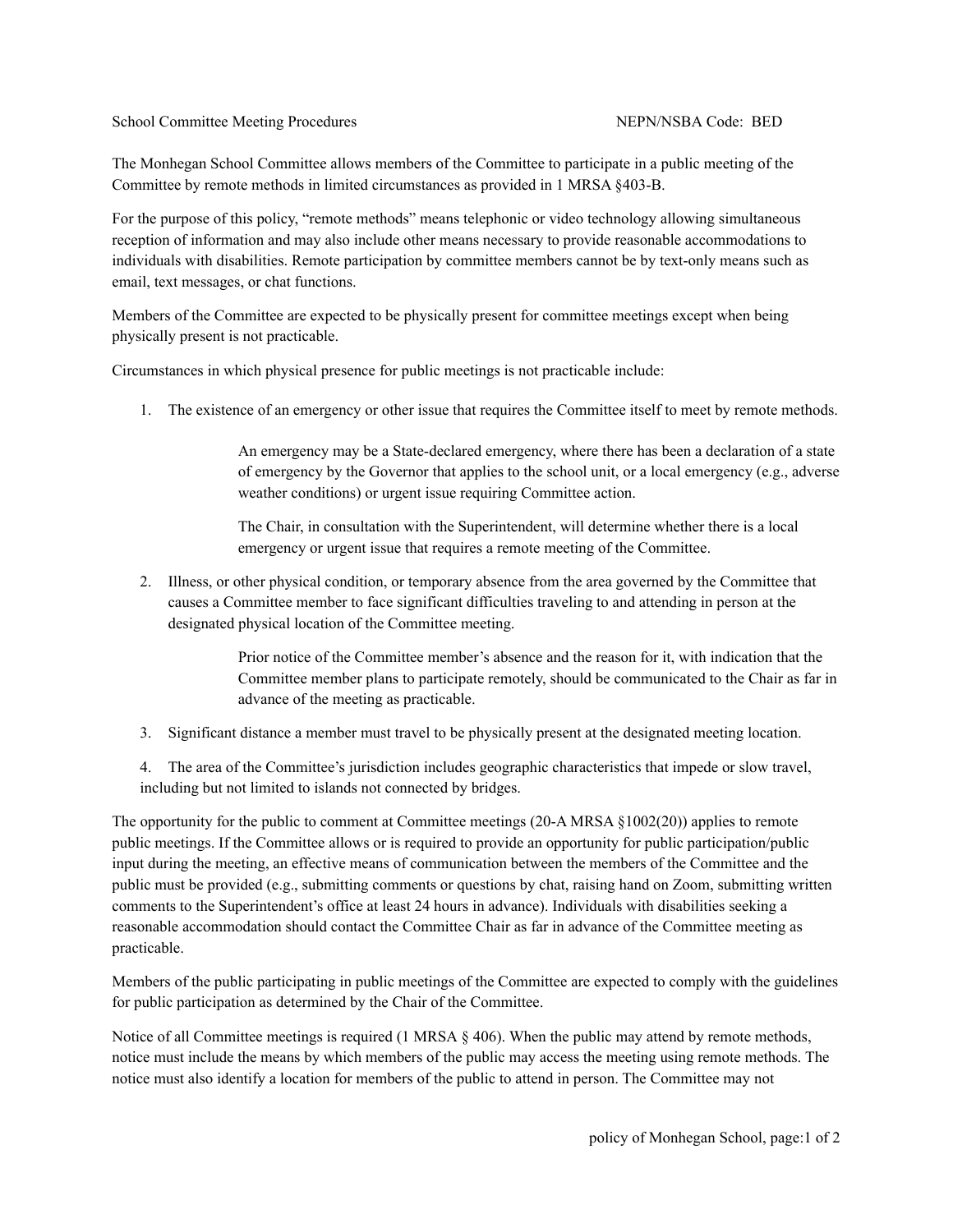School Committee Meeting Procedures NEPN/NSBA Code: BED

The Monhegan School Committee allows members of the Committee to participate in a public meeting of the Committee by remote methods in limited circumstances as provided in 1 MRSA §403-B.

For the purpose of this policy, "remote methods" means telephonic or video technology allowing simultaneous reception of information and may also include other means necessary to provide reasonable accommodations to individuals with disabilities. Remote participation by committee members cannot be by text-only means such as email, text messages, or chat functions.

Members of the Committee are expected to be physically present for committee meetings except when being physically present is not practicable.

Circumstances in which physical presence for public meetings is not practicable include:

1. The existence of an emergency or other issue that requires the Committee itself to meet by remote methods.

   An emergency may be a State-declared emergency, where there has been a declaration of a state of emergency by the Governor that applies to the school unit, or a local emergency (e.g., adverse weather conditions) or urgent issue requiring Committee action.

   The Chair, in consultation with the Superintendent, will determine whether there is a local emergency or urgent issue that requires a remote meeting of the Committee.

2. Illness, or other physical condition, or temporary absence from the area governed by the Committee that causes a Committee member to face significant difficulties traveling to and attending in person at the designated physical location of the Committee meeting.

   Prior notice of the Committee member's absence and the reason for it, with indication that the Committee member plans to participate remotely, should be communicated to the Chair as far in advance of the meeting as practicable.

3. Significant distance a member must travel to be physically present at the designated meeting location.

4. The area of the Committee's jurisdiction includes geographic characteristics that impede or slow travel, including but not limited to islands not connected by bridges.

The opportunity for the public to comment at Committee meetings (20-A MRSA §1002(20)) applies to remote public meetings. If the Committee allows or is required to provide an opportunity for public participation/public input during the meeting, an effective means of communication between the members of the Committee and the public must be provided (e.g., submitting comments or questions by chat, raising hand on Zoom, submitting written comments to the Superintendent's office at least 24 hours in advance). Individuals with disabilities seeking a reasonable accommodation should contact the Committee Chair as far in advance of the Committee meeting as practicable.

Members of the public participating in public meetings of the Committee are expected to comply with the guidelines for public participation as determined by the Chair of the Committee.

Notice of all Committee meetings is required (1 MRSA § 406). When the public may attend by remote methods, notice must include the means by which members of the public may access the meeting using remote methods. The notice must also identify a location for members of the public to attend in person. The Committee may not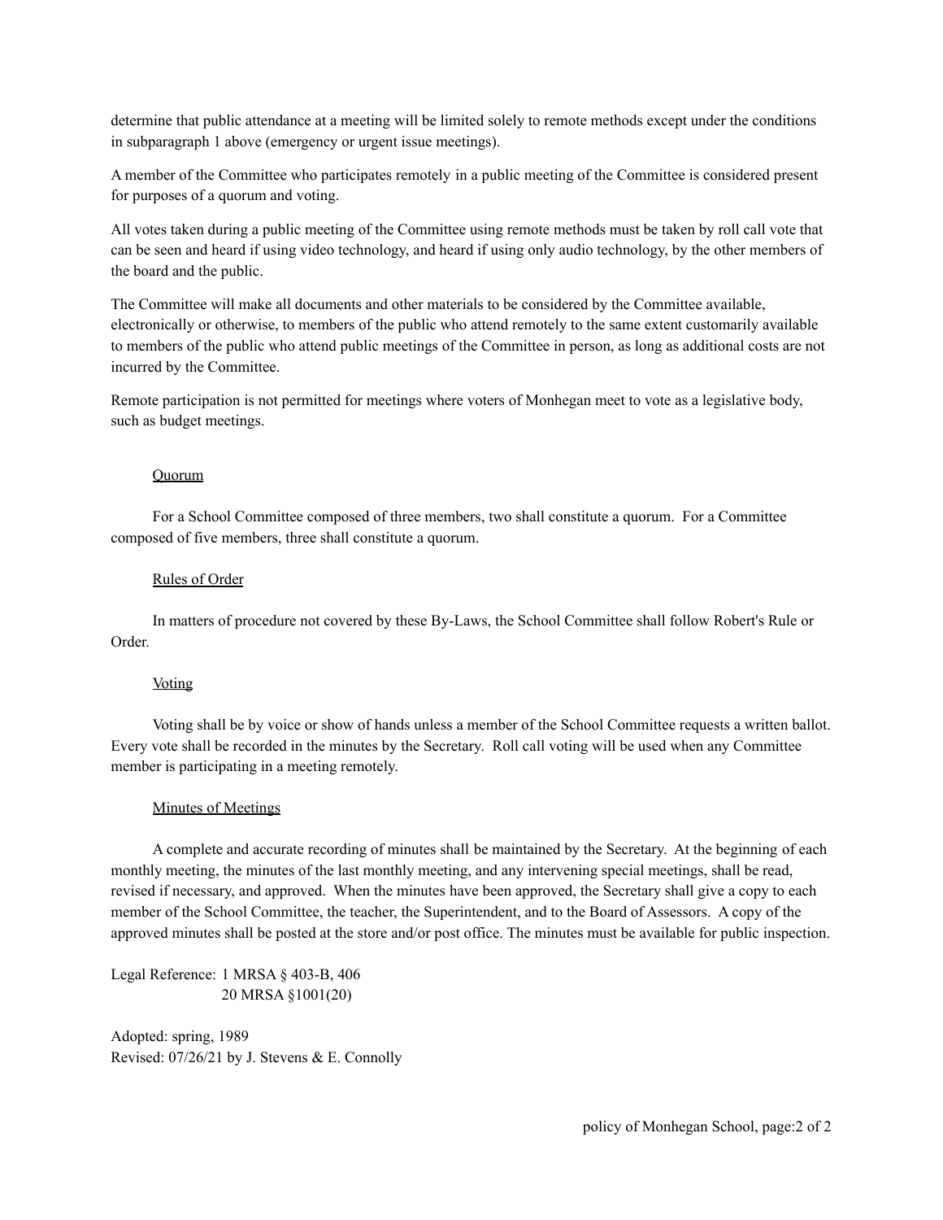determine that public attendance at a meeting will be limited solely to remote methods except under the conditions in subparagraph 1 above (emergency or urgent issue meetings).

A member of the Committee who participates remotely in a public meeting of the Committee is considered present for purposes of a quorum and voting.

All votes taken during a public meeting of the Committee using remote methods must be taken by roll call vote that can be seen and heard if using video technology, and heard if using only audio technology, by the other members of the board and the public.

The Committee will make all documents and other materials to be considered by the Committee available, electronically or otherwise, to members of the public who attend remotely to the same extent customarily available to members of the public who attend public meetings of the Committee in person, as long as additional costs are not incurred by the Committee.

Remote participation is not permitted for meetings where voters of Monhegan meet to vote as a legislative body, such as budget meetings.

Quorum

For a School Committee composed of three members, two shall constitute a quorum. For a Committee composed of five members, three shall constitute a quorum.

Rules of Order

In matters of procedure not covered by these By-Laws, the School Committee shall follow Robert's Rule or Order.

Voting

Voting shall be by voice or show of hands unless a member of the School Committee requests a written ballot. Every vote shall be recorded in the minutes by the Secretary. Roll call voting will be used when any Committee member is participating in a meeting remotely.

Minutes of Meetings

A complete and accurate recording of minutes shall be maintained by the Secretary. At the beginning of each monthly meeting, the minutes of the last monthly meeting, and any intervening special meetings, shall be read, revised if necessary, and approved. When the minutes have been approved, the Secretary shall give a copy to each member of the School Committee, the teacher, the Superintendent, and to the Board of Assessors. A copy of the approved minutes shall be posted at the store and/or post office. The minutes must be available for public inspection.

Legal Reference: 1 MRSA § 403-B, 406
20 MRSA §1001(20)

Adopted: spring, 1989
Revised: 07/26/21 by J. Stevens & E. Connolly

policy of Monhegan School, page:2 of 2